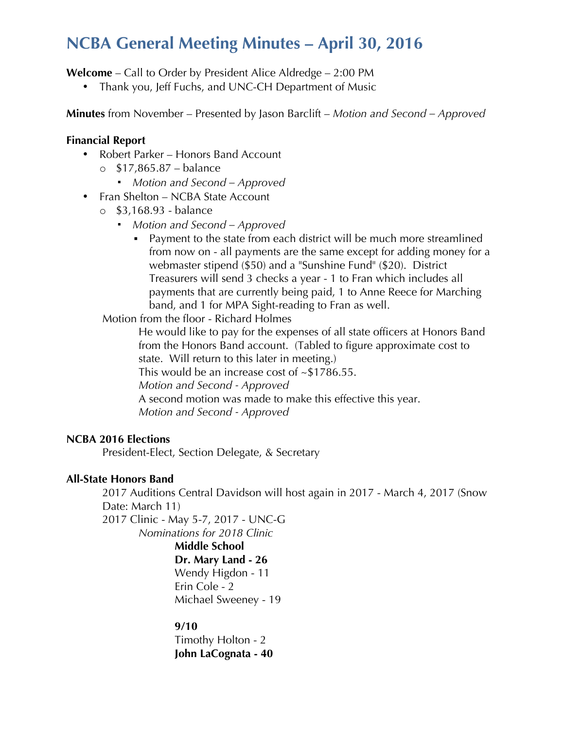# NCBA General Meeting Minutes – April 30, 2016

**Welcome** – Call to Order by President Alice Aldredge – 2:00 PM

- Thank you, Jeff Fuchs, and UNC-CH Department of Music

**Minutes** from November – Presented by Jason Barclift – *Motion and Second – Approved*

**Financial Report**

- Robert Parker – Honors Band Account
  - $17,865.87 – balance
    - *Motion and Second – Approved*
- Fran Shelton – NCBA State Account
  - $3,168.93 - balance
    - *Motion and Second – Approved*
      - Payment to the state from each district will be much more streamlined from now on - all payments are the same except for adding money for a webmaster stipend ($50) and a "Sunshine Fund" ($20). District Treasurers will send 3 checks a year - 1 to Fran which includes all payments that are currently being paid, 1 to Anne Reece for Marching band, and 1 for MPA Sight-reading to Fran as well.

Motion from the floor - Richard Holmes

He would like to pay for the expenses of all state officers at Honors Band from the Honors Band account. (Tabled to figure approximate cost to state. Will return to this later in meeting.)

This would be an increase cost of ~$1786.55.

*Motion and Second - Approved*

A second motion was made to make this effective this year.

*Motion and Second - Approved*

**NCBA 2016 Elections**

President-Elect, Section Delegate, & Secretary

**All-State Honors Band**

2017 Auditions Central Davidson will host again in 2017 - March 4, 2017 (Snow Date: March 11)

2017 Clinic - May 5-7, 2017 - UNC-G

*Nominations for 2018 Clinic*

**Middle School**

**Dr. Mary Land - 26**

Wendy Higdon - 11

Erin Cole - 2

Michael Sweeney - 19

**9/10**

Timothy Holton - 2

**John LaCognata - 40**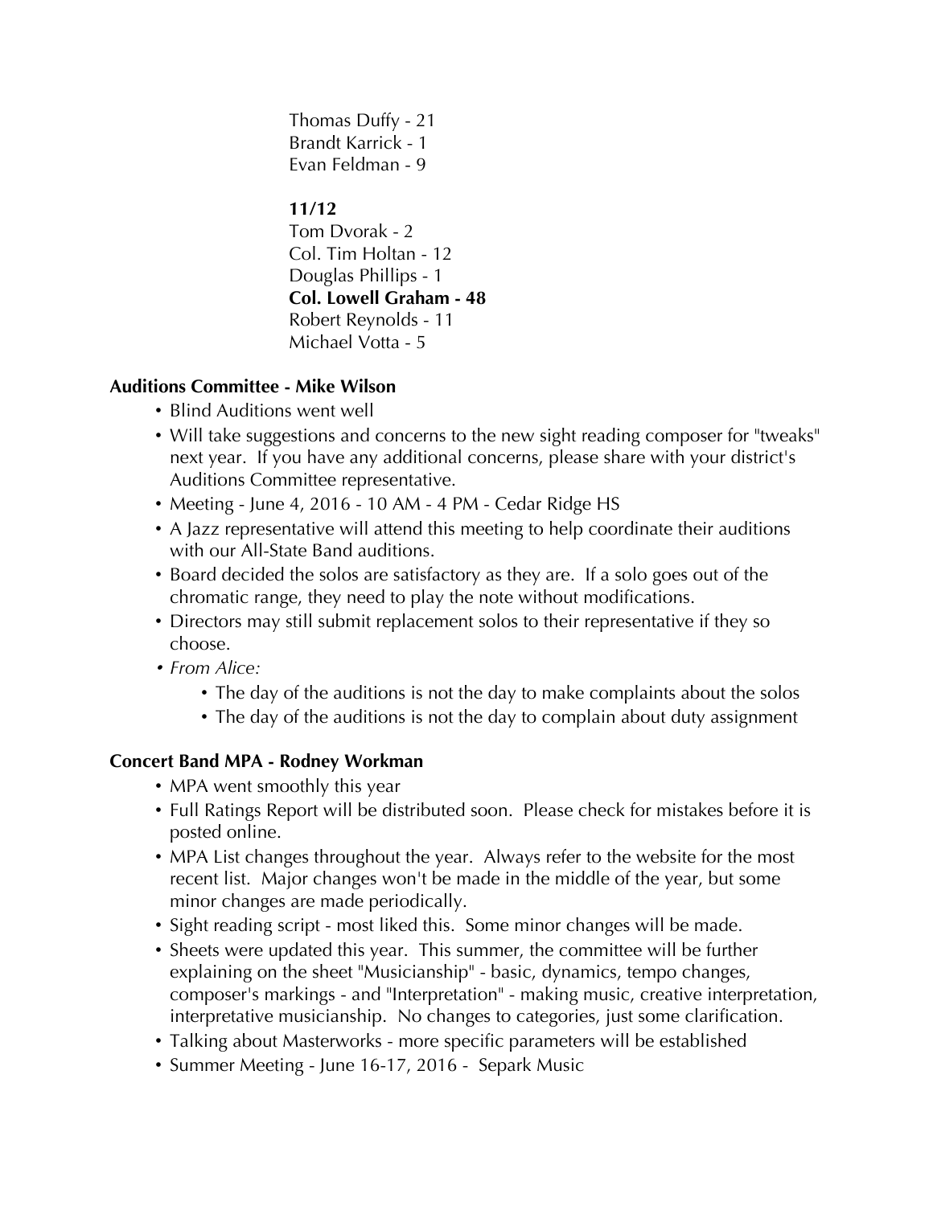Thomas Duffy - 21
Brandt Karrick - 1
Evan Feldman - 9

**11/12**
Tom Dvorak - 2
Col. Tim Holtan - 12
Douglas Phillips - 1
**Col. Lowell Graham - 48**
Robert Reynolds - 11
Michael Votta - 5

**Auditions Committee - Mike Wilson**

- Blind Auditions went well
- Will take suggestions and concerns to the new sight reading composer for "tweaks" next year. If you have any additional concerns, please share with your district's Auditions Committee representative.
- Meeting - June 4, 2016 - 10 AM - 4 PM - Cedar Ridge HS
- A Jazz representative will attend this meeting to help coordinate their auditions with our All-State Band auditions.
- Board decided the solos are satisfactory as they are. If a solo goes out of the chromatic range, they need to play the note without modifications.
- Directors may still submit replacement solos to their representative if they so choose.
- *From Alice:*
    - The day of the auditions is not the day to make complaints about the solos
    - The day of the auditions is not the day to complain about duty assignment

**Concert Band MPA - Rodney Workman**

- MPA went smoothly this year
- Full Ratings Report will be distributed soon. Please check for mistakes before it is posted online.
- MPA List changes throughout the year. Always refer to the website for the most recent list. Major changes won't be made in the middle of the year, but some minor changes are made periodically.
- Sight reading script - most liked this. Some minor changes will be made.
- Sheets were updated this year. This summer, the committee will be further explaining on the sheet "Musicianship" - basic, dynamics, tempo changes, composer's markings - and "Interpretation" - making music, creative interpretation, interpretative musicianship. No changes to categories, just some clarification.
- Talking about Masterworks - more specific parameters will be established
- Summer Meeting - June 16-17, 2016 - Separk Music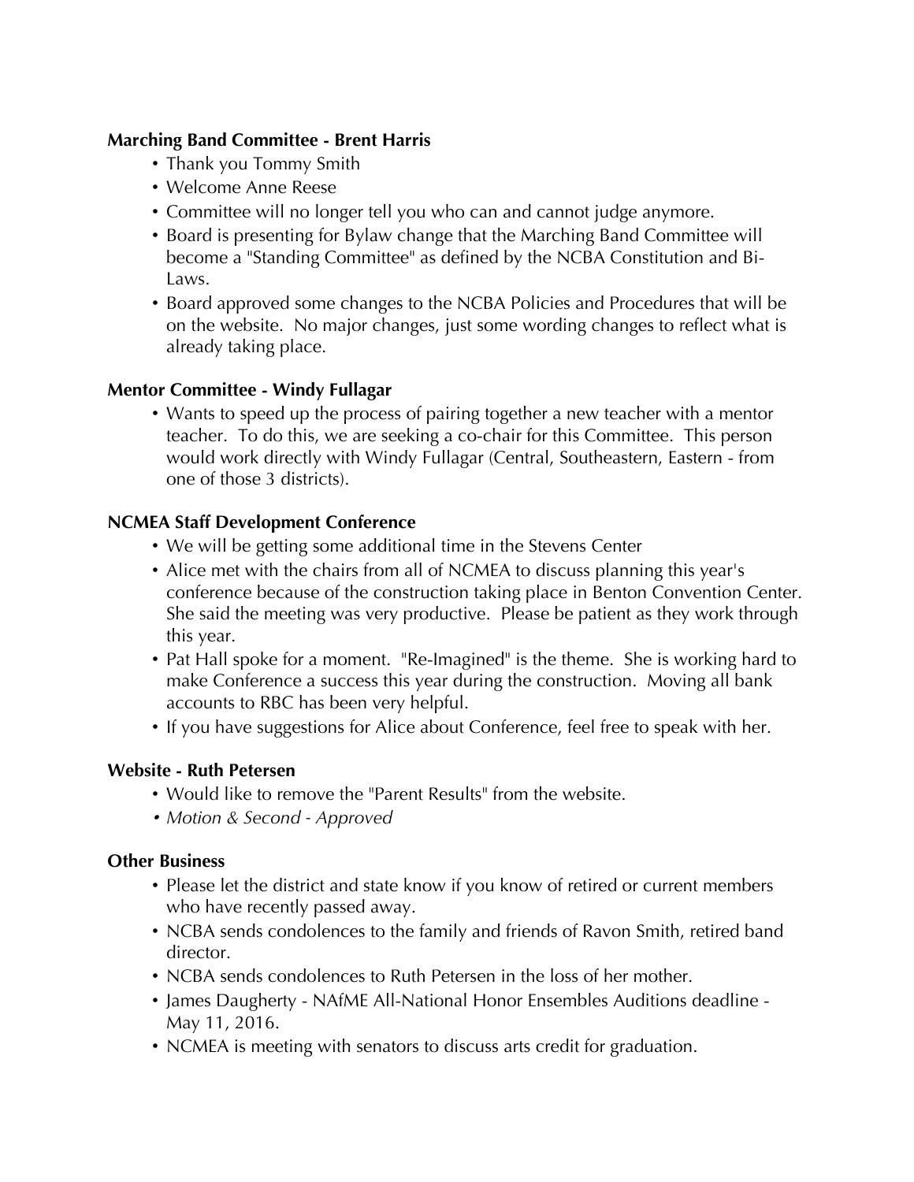**Marching Band Committee - Brent Harris**

- Thank you Tommy Smith
- Welcome Anne Reese
- Committee will no longer tell you who can and cannot judge anymore.
- Board is presenting for Bylaw change that the Marching Band Committee will become a "Standing Committee" as defined by the NCBA Constitution and Bi-Laws.
- Board approved some changes to the NCBA Policies and Procedures that will be on the website. No major changes, just some wording changes to reflect what is already taking place.

**Mentor Committee - Windy Fullagar**

- Wants to speed up the process of pairing together a new teacher with a mentor teacher. To do this, we are seeking a co-chair for this Committee. This person would work directly with Windy Fullagar (Central, Southeastern, Eastern - from one of those 3 districts).

**NCMEA Staff Development Conference**

- We will be getting some additional time in the Stevens Center
- Alice met with the chairs from all of NCMEA to discuss planning this year's conference because of the construction taking place in Benton Convention Center. She said the meeting was very productive. Please be patient as they work through this year.
- Pat Hall spoke for a moment. "Re-Imagined" is the theme. She is working hard to make Conference a success this year during the construction. Moving all bank accounts to RBC has been very helpful.
- If you have suggestions for Alice about Conference, feel free to speak with her.

**Website - Ruth Petersen**

- Would like to remove the "Parent Results" from the website.
- *Motion & Second - Approved*

**Other Business**

- Please let the district and state know if you know of retired or current members who have recently passed away.
- NCBA sends condolences to the family and friends of Ravon Smith, retired band director.
- NCBA sends condolences to Ruth Petersen in the loss of her mother.
- James Daugherty - NAfME All-National Honor Ensembles Auditions deadline - May 11, 2016.
- NCMEA is meeting with senators to discuss arts credit for graduation.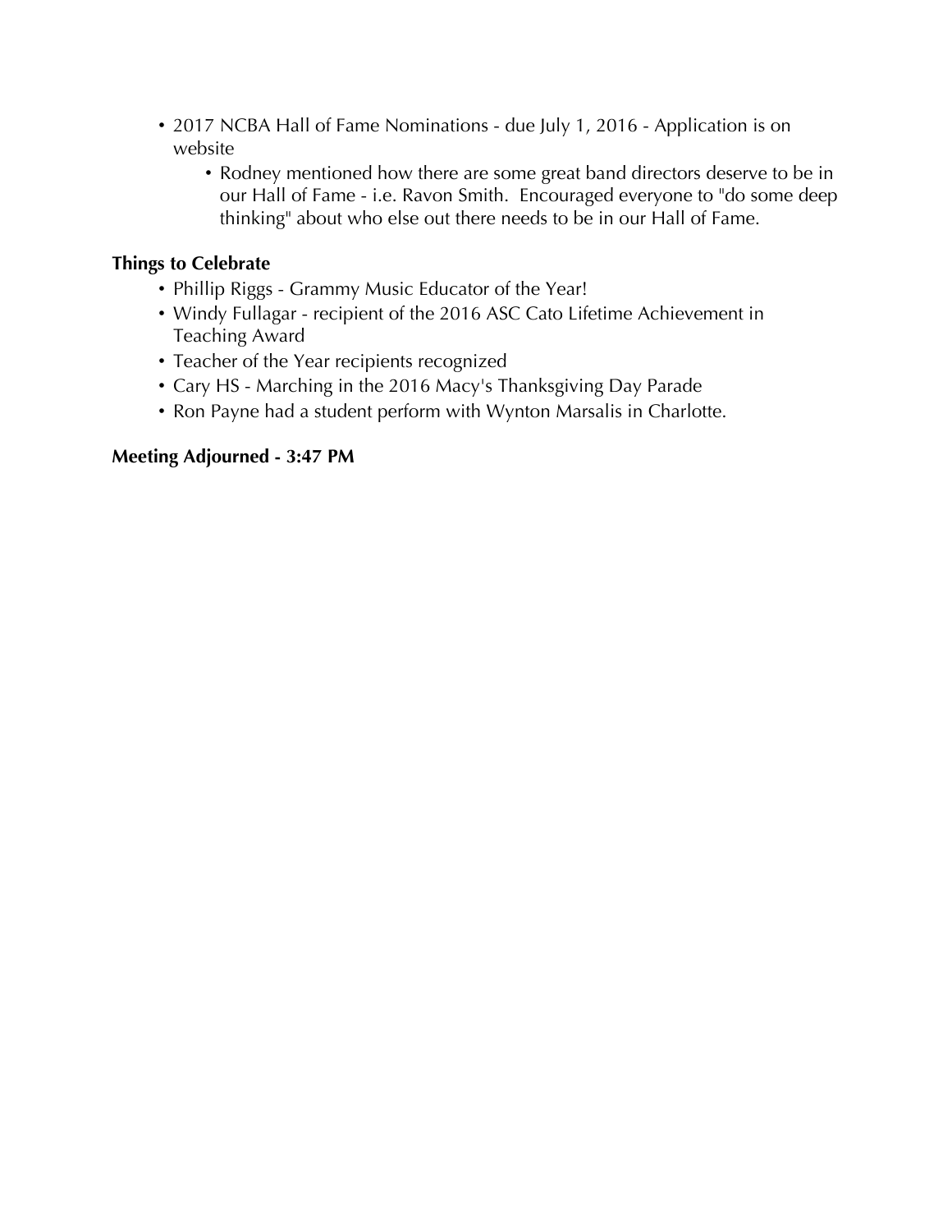- 2017 NCBA Hall of Fame Nominations - due July 1, 2016 - Application is on website
    - Rodney mentioned how there are some great band directors deserve to be in our Hall of Fame - i.e. Ravon Smith. Encouraged everyone to "do some deep thinking" about who else out there needs to be in our Hall of Fame.

**Things to Celebrate**

- Phillip Riggs - Grammy Music Educator of the Year!
- Windy Fullagar - recipient of the 2016 ASC Cato Lifetime Achievement in Teaching Award
- Teacher of the Year recipients recognized
- Cary HS - Marching in the 2016 Macy's Thanksgiving Day Parade
- Ron Payne had a student perform with Wynton Marsalis in Charlotte.

**Meeting Adjourned - 3:47 PM**